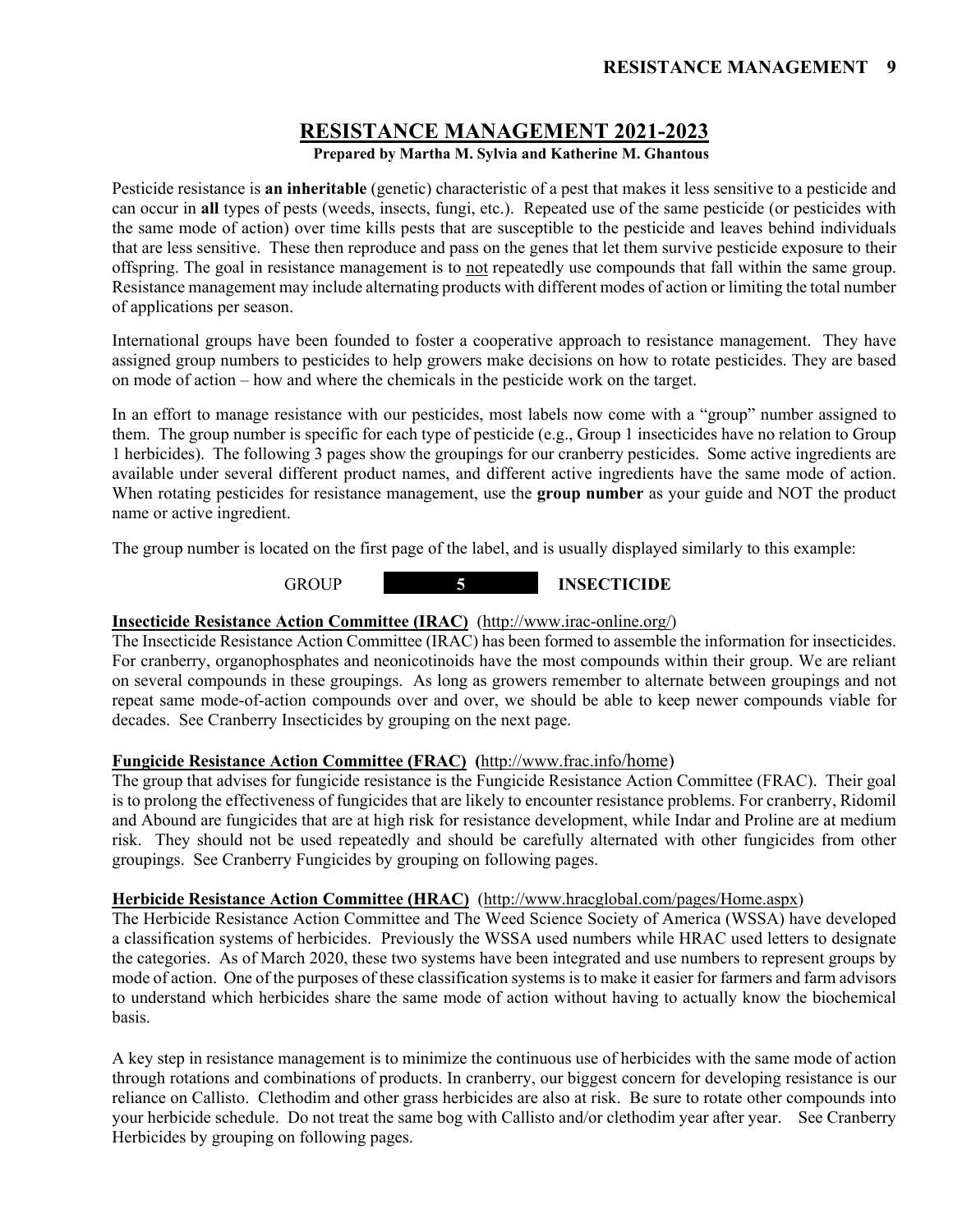# RESISTANCE MANAGEMENT 2021-2023

**Prepared by Martha M. Sylvia and Katherine M. Ghantous**

Pesticide resistance is **an inheritable** (genetic) characteristic of a pest that makes it less sensitive to a pesticide and can occur in **all** types of pests (weeds, insects, fungi, etc.). Repeated use of the same pesticide (or pesticides with the same mode of action) over time kills pests that are susceptible to the pesticide and leaves behind individuals that are less sensitive. These then reproduce and pass on the genes that let them survive pesticide exposure to their offspring. The goal in resistance management is to not repeatedly use compounds that fall within the same group. Resistance management may include alternating products with different modes of action or limiting the total number of applications per season.

International groups have been founded to foster a cooperative approach to resistance management. They have assigned group numbers to pesticides to help growers make decisions on how to rotate pesticides. They are based on mode of action – how and where the chemicals in the pesticide work on the target.

In an effort to manage resistance with our pesticides, most labels now come with a "group" number assigned to them. The group number is specific for each type of pesticide (e.g., Group 1 insecticides have no relation to Group 1 herbicides). The following 3 pages show the groupings for our cranberry pesticides. Some active ingredients are available under several different product names, and different active ingredients have the same mode of action. When rotating pesticides for resistance management, use the **group number** as your guide and NOT the product name or active ingredient.

The group number is located on the first page of the label, and is usually displayed similarly to this example:

GROUP **5** **INSECTICIDE**

**Insecticide Resistance Action Committee (IRAC)** (http://www.irac-online.org/)

The Insecticide Resistance Action Committee (IRAC) has been formed to assemble the information for insecticides. For cranberry, organophosphates and neonicotinoids have the most compounds within their group. We are reliant on several compounds in these groupings. As long as growers remember to alternate between groupings and not repeat same mode-of-action compounds over and over, we should be able to keep newer compounds viable for decades. See Cranberry Insecticides by grouping on the next page.

**Fungicide Resistance Action Committee (FRAC)** (http://www.frac.info/home)

The group that advises for fungicide resistance is the Fungicide Resistance Action Committee (FRAC). Their goal is to prolong the effectiveness of fungicides that are likely to encounter resistance problems. For cranberry, Ridomil and Abound are fungicides that are at high risk for resistance development, while Indar and Proline are at medium risk. They should not be used repeatedly and should be carefully alternated with other fungicides from other groupings. See Cranberry Fungicides by grouping on following pages.

**Herbicide Resistance Action Committee (HRAC)** (http://www.hracglobal.com/pages/Home.aspx)

The Herbicide Resistance Action Committee and The Weed Science Society of America (WSSA) have developed a classification systems of herbicides. Previously the WSSA used numbers while HRAC used letters to designate the categories. As of March 2020, these two systems have been integrated and use numbers to represent groups by mode of action. One of the purposes of these classification systems is to make it easier for farmers and farm advisors to understand which herbicides share the same mode of action without having to actually know the biochemical basis.

A key step in resistance management is to minimize the continuous use of herbicides with the same mode of action through rotations and combinations of products. In cranberry, our biggest concern for developing resistance is our reliance on Callisto. Clethodim and other grass herbicides are also at risk. Be sure to rotate other compounds into your herbicide schedule. Do not treat the same bog with Callisto and/or clethodim year after year. See Cranberry Herbicides by grouping on following pages.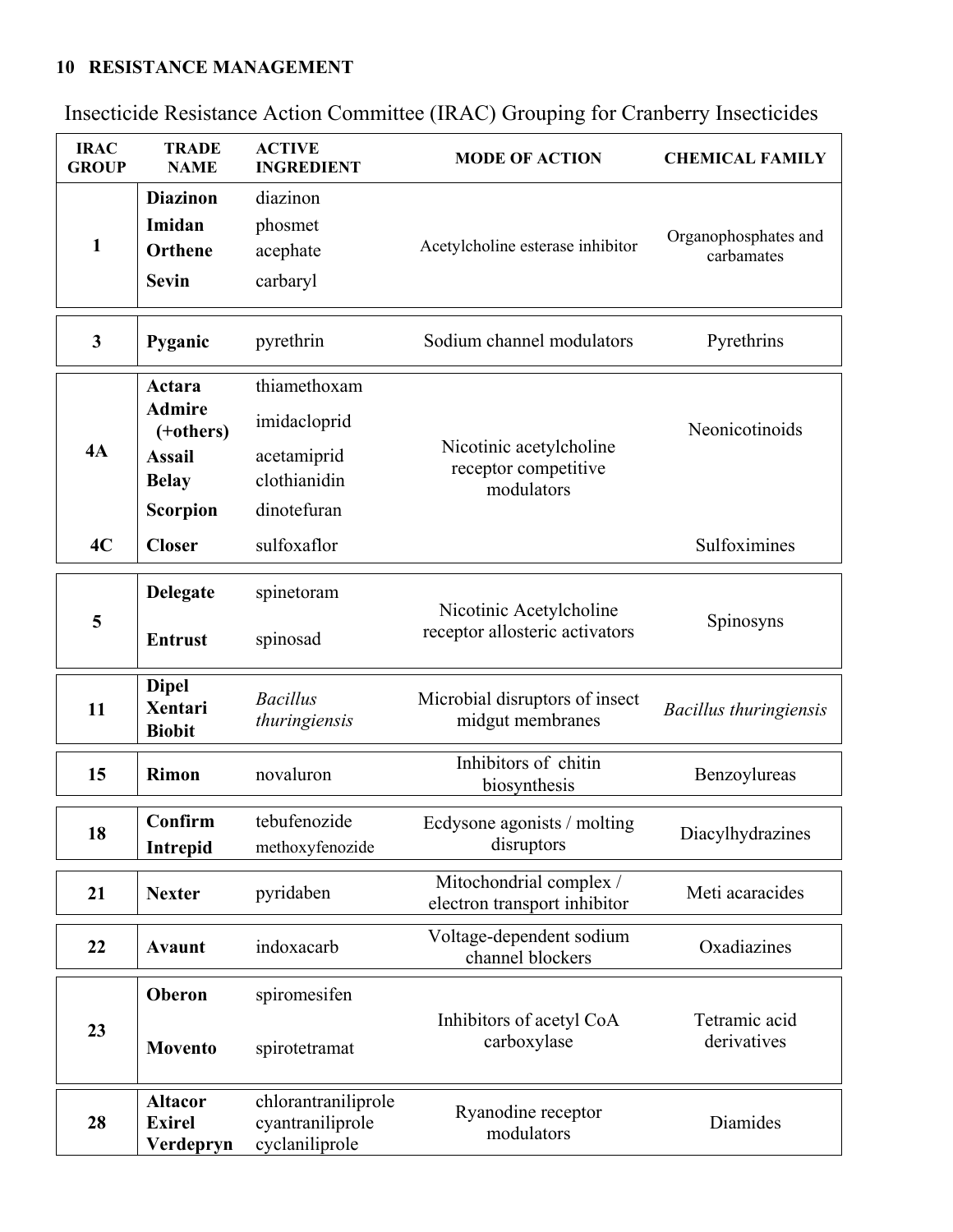## 10 RESISTANCE MANAGEMENT

### Insecticide Resistance Action Committee (IRAC) Grouping for Cranberry Insecticides

| IRAC GROUP | TRADE NAME | ACTIVE INGREDIENT | MODE OF ACTION | CHEMICAL FAMILY |
|---|---|---|---|---|
| 1 | **Diazinon**<br>**Imidan**<br>**Orthene**<br>**Sevin** | diazinon<br>phosmet<br>acephate<br>carbaryl | Acetylcholine esterase inhibitor | Organophosphates and carbamates |
| 3 | **Pyganic** | pyrethrin | Sodium channel modulators | Pyrethrins |
| 4A | **Actara**<br>**Admire (+others)**<br>**Assail**<br>**Belay**<br>**Scorpion** | thiamethoxam<br>imidacloprid<br>acetamiprid<br>clothianidin<br>dinotefuran | Nicotinic acetylcholine receptor competitive modulators | Neonicotinoids |
| 4C | **Closer** | sulfoxaflor | | Sulfoximines |
| 5 | **Delegate**<br>**Entrust** | spinetoram<br>spinosad | Nicotinic Acetylcholine receptor allosteric activators | Spinosyns |
| 11 | **Dipel**<br>**Xentari**<br>**Biobit** | *Bacillus thuringiensis* | Microbial disruptors of insect midgut membranes | *Bacillus thuringiensis* |
| 15 | **Rimon** | novaluron | Inhibitors of chitin biosynthesis | Benzoylureas |
| 18 | **Confirm**<br>**Intrepid** | tebufenozide<br>methoxyfenozide | Ecdysone agonists / molting disruptors | Diacylhydrazines |
| 21 | **Nexter** | pyridaben | Mitochondrial complex / electron transport inhibitor | Meti acaracides |
| 22 | **Avaunt** | indoxacarb | Voltage-dependent sodium channel blockers | Oxadiazines |
| 23 | **Oberon**<br>**Movento** | spiromesifen<br>spirotetramat | Inhibitors of acetyl CoA carboxylase | Tetramic acid derivatives |
| 28 | **Altacor**<br>**Exirel**<br>**Verdepryn** | chlorantraniliprole<br>cyantraniliprole<br>cyclaniliprole | Ryanodine receptor modulators | Diamides |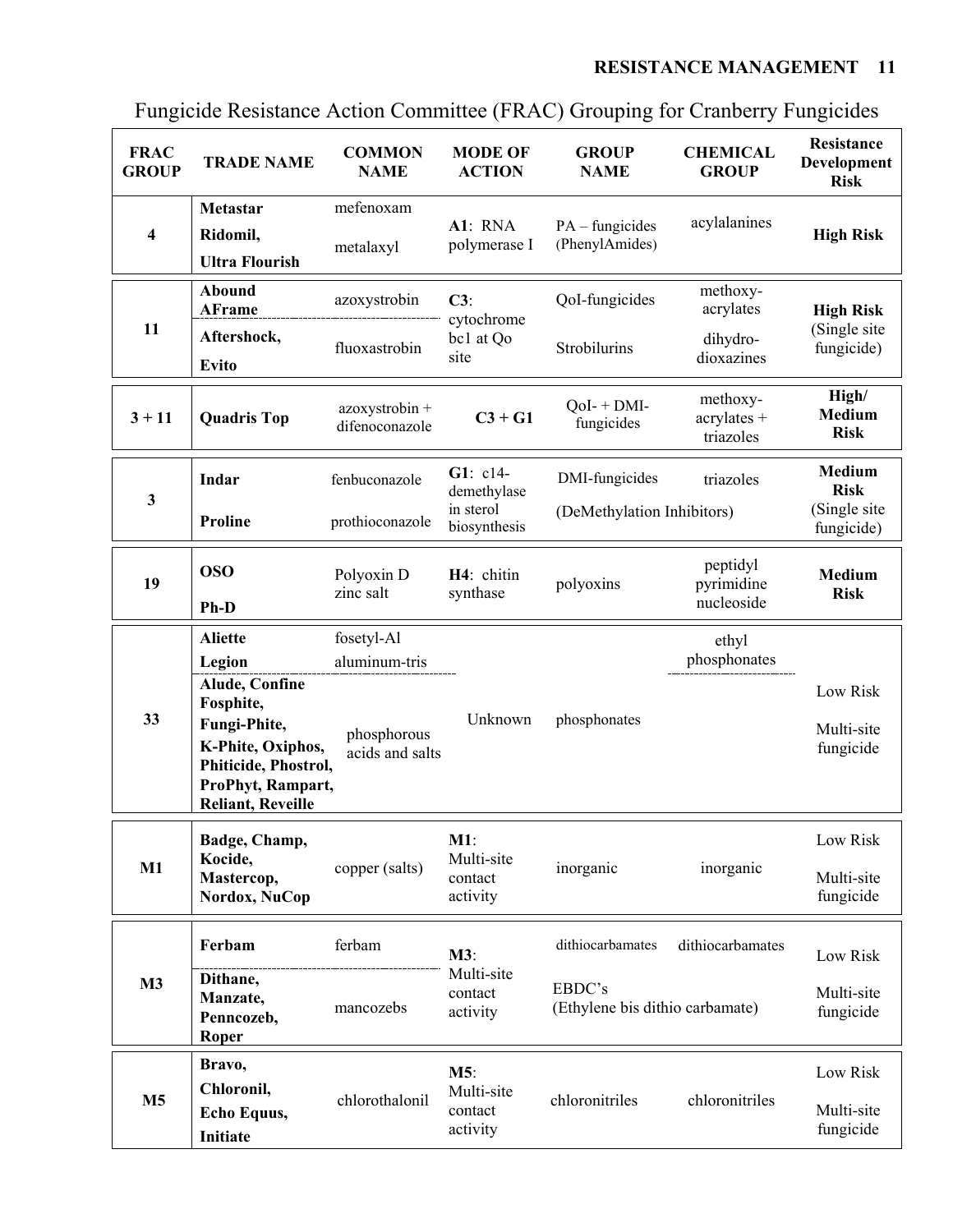## Fungicide Resistance Action Committee (FRAC) Grouping for Cranberry Fungicides

| FRAC GROUP | TRADE NAME | COMMON NAME | MODE OF ACTION | GROUP NAME | CHEMICAL GROUP | Resistance Development Risk |
|---|---|---|---|---|---|---|
| 4 | **Metastar** | mefenoxam | **A1**: RNA polymerase I | PA – fungicides (PhenylAmides) | acylalanines | **High Risk** |
| | **Ridomil, Ultra Flourish** | metalaxyl | | | | |
| 11 | **Abound AFrame** | azoxystrobin | **C3**: cytochrome bc1 at Qo site | QoI-fungicides | methoxy-acrylates | **High Risk** (Single site fungicide) |
| | **Aftershock, Evito** | fluoxastrobin | | Strobilurins | dihydro-dioxazines | |
| 3 + 11 | **Quadris Top** | azoxystrobin + difenoconazole | **C3 + G1** | QoI- + DMI-fungicides | methoxy-acrylates + triazoles | **High/ Medium Risk** |
| 3 | **Indar** | fenbuconazole | **G1**: c14-demethylase in sterol biosynthesis | DMI-fungicides (DeMethylation Inhibitors) | triazoles | **Medium Risk** (Single site fungicide) |
| | **Proline** | prothioconazole | | | | |
| 19 | **OSO Ph-D** | Polyoxin D zinc salt | **H4**: chitin synthase | polyoxins | peptidyl pyrimidine nucleoside | **Medium Risk** |
| 33 | **Aliette Legion** | fosetyl-Al aluminum-tris | Unknown | phosphonates | ethyl phosphonates | Low Risk Multi-site fungicide |
| | **Alude, Confine Fosphite, Fungi-Phite, K-Phite, Oxiphos, Phiticide, Phostrol, ProPhyt, Rampart, Reliant, Reveille** | phosphorous acids and salts | | | | |
| M1 | **Badge, Champ, Kocide, Mastercop, Nordox, NuCop** | copper (salts) | **M1**: Multi-site contact activity | inorganic | inorganic | Low Risk Multi-site fungicide |
| M3 | **Ferbam** | ferbam | **M3**: Multi-site contact activity | dithiocarbamates | dithiocarbamates | Low Risk Multi-site fungicide |
| | **Dithane, Manzate, Penncozeb, Roper** | mancozebs | | EBDC's (Ethylene bis dithio carbamate) | | |
| M5 | **Bravo, Chloronil, Echo Equus, Initiate** | chlorothalonil | **M5**: Multi-site contact activity | chloronitriles | chloronitriles | Low Risk Multi-site fungicide |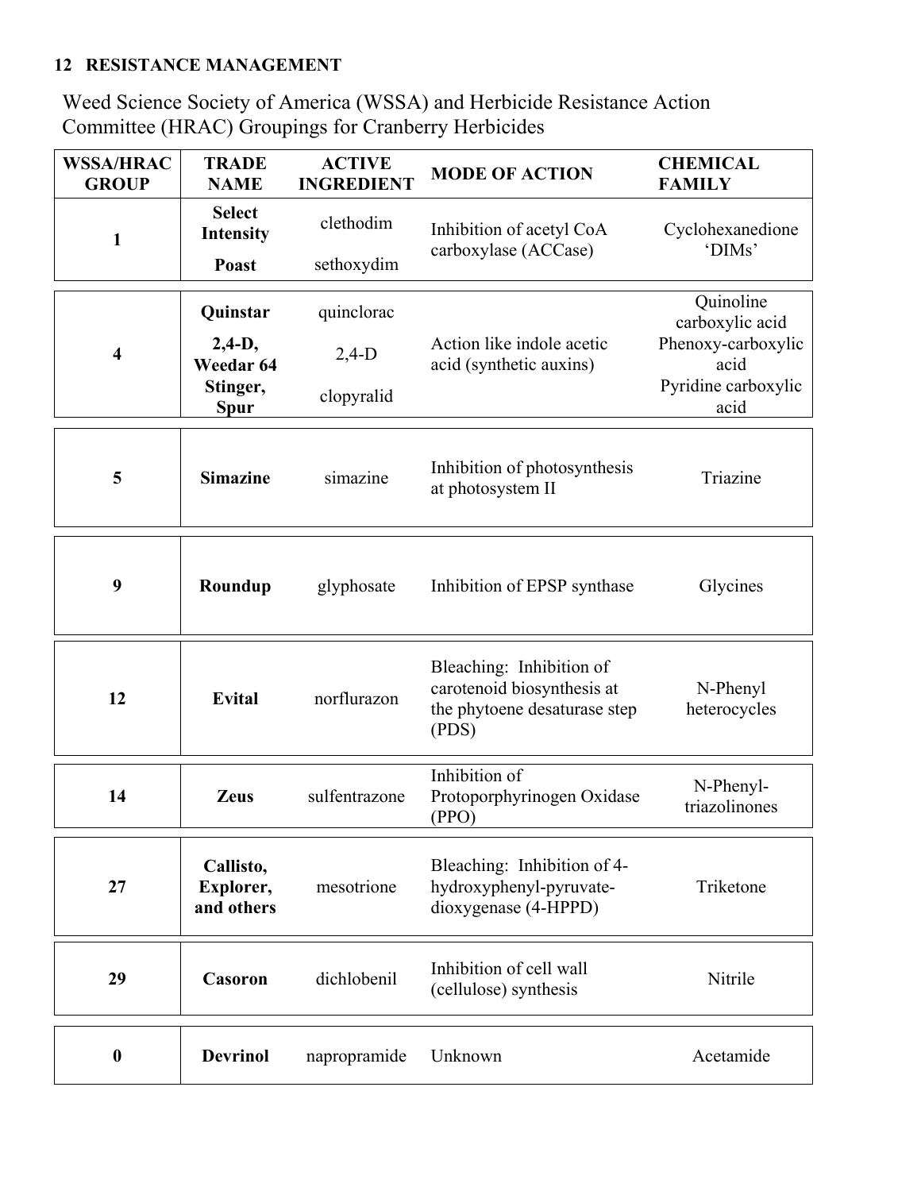## 12 RESISTANCE MANAGEMENT

Weed Science Society of America (WSSA) and Herbicide Resistance Action Committee (HRAC) Groupings for Cranberry Herbicides

| WSSA/HRAC GROUP | TRADE NAME | ACTIVE INGREDIENT | MODE OF ACTION | CHEMICAL FAMILY |
|---|---|---|---|---|
| 1 | **Select Intensity** | clethodim | Inhibition of acetyl CoA carboxylase (ACCase) | Cyclohexanedione 'DIMs' |
| | **Poast** | sethoxydim | | |
| 4 | **Quinstar** | quinclorac | Action like indole acetic acid (synthetic auxins) | Quinoline carboxylic acid |
| | **2,4-D, Weedar 64** | 2,4-D | | Phenoxy-carboxylic acid |
| | **Stinger, Spur** | clopyralid | | Pyridine carboxylic acid |
| 5 | **Simazine** | simazine | Inhibition of photosynthesis at photosystem II | Triazine |
| 9 | **Roundup** | glyphosate | Inhibition of EPSP synthase | Glycines |
| 12 | **Evital** | norflurazon | Bleaching: Inhibition of carotenoid biosynthesis at the phytoene desaturase step (PDS) | N-Phenyl heterocycles |
| 14 | **Zeus** | sulfentrazone | Inhibition of Protoporphyrinogen Oxidase (PPO) | N-Phenyl-triazolinones |
| 27 | **Callisto, Explorer, and others** | mesotrione | Bleaching: Inhibition of 4-hydroxyphenyl-pyruvate-dioxygenase (4-HPPD) | Triketone |
| 29 | **Casoron** | dichlobenil | Inhibition of cell wall (cellulose) synthesis | Nitrile |
| 0 | **Devrinol** | napropramide | Unknown | Acetamide |